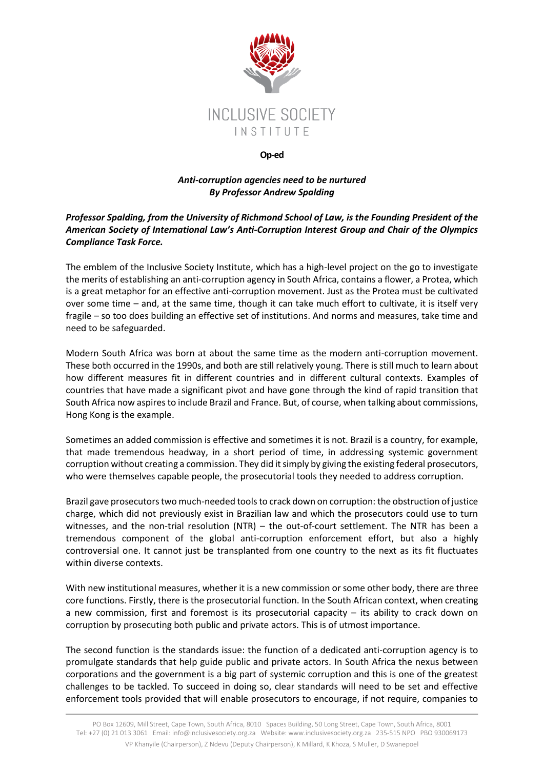INCLUSIVE SOCIETY
INSTITUTE

**Op-ed**

***Anti-corruption agencies need to be nurtured***
***By Professor Andrew Spalding***

***Professor Spalding, from the University of Richmond School of Law, is the Founding President of the American Society of International Law's Anti-Corruption Interest Group and Chair of the Olympics Compliance Task Force.***

The emblem of the Inclusive Society Institute, which has a high-level project on the go to investigate the merits of establishing an anti-corruption agency in South Africa, contains a flower, a Protea, which is a great metaphor for an effective anti-corruption movement. Just as the Protea must be cultivated over some time – and, at the same time, though it can take much effort to cultivate, it is itself very fragile – so too does building an effective set of institutions. And norms and measures, take time and need to be safeguarded.

Modern South Africa was born at about the same time as the modern anti-corruption movement. These both occurred in the 1990s, and both are still relatively young. There is still much to learn about how different measures fit in different countries and in different cultural contexts. Examples of countries that have made a significant pivot and have gone through the kind of rapid transition that South Africa now aspires to include Brazil and France. But, of course, when talking about commissions, Hong Kong is the example.

Sometimes an added commission is effective and sometimes it is not. Brazil is a country, for example, that made tremendous headway, in a short period of time, in addressing systemic government corruption without creating a commission. They did it simply by giving the existing federal prosecutors, who were themselves capable people, the prosecutorial tools they needed to address corruption.

Brazil gave prosecutors two much-needed tools to crack down on corruption: the obstruction of justice charge, which did not previously exist in Brazilian law and which the prosecutors could use to turn witnesses, and the non-trial resolution (NTR) – the out-of-court settlement. The NTR has been a tremendous component of the global anti-corruption enforcement effort, but also a highly controversial one. It cannot just be transplanted from one country to the next as its fit fluctuates within diverse contexts.

With new institutional measures, whether it is a new commission or some other body, there are three core functions. Firstly, there is the prosecutorial function. In the South African context, when creating a new commission, first and foremost is its prosecutorial capacity – its ability to crack down on corruption by prosecuting both public and private actors. This is of utmost importance.

The second function is the standards issue: the function of a dedicated anti-corruption agency is to promulgate standards that help guide public and private actors. In South Africa the nexus between corporations and the government is a big part of systemic corruption and this is one of the greatest challenges to be tackled. To succeed in doing so, clear standards will need to be set and effective enforcement tools provided that will enable prosecutors to encourage, if not require, companies to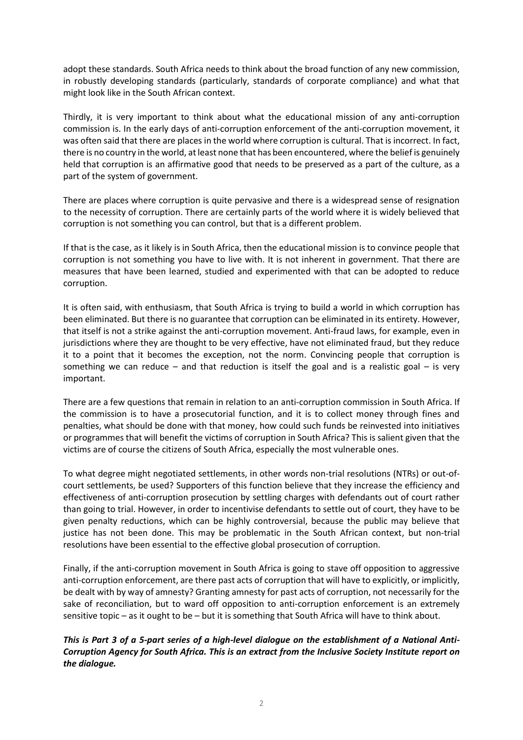adopt these standards. South Africa needs to think about the broad function of any new commission, in robustly developing standards (particularly, standards of corporate compliance) and what that might look like in the South African context.

Thirdly, it is very important to think about what the educational mission of any anti-corruption commission is. In the early days of anti-corruption enforcement of the anti-corruption movement, it was often said that there are places in the world where corruption is cultural. That is incorrect. In fact, there is no country in the world, at least none that has been encountered, where the belief is genuinely held that corruption is an affirmative good that needs to be preserved as a part of the culture, as a part of the system of government.

There are places where corruption is quite pervasive and there is a widespread sense of resignation to the necessity of corruption. There are certainly parts of the world where it is widely believed that corruption is not something you can control, but that is a different problem.

If that is the case, as it likely is in South Africa, then the educational mission is to convince people that corruption is not something you have to live with. It is not inherent in government. That there are measures that have been learned, studied and experimented with that can be adopted to reduce corruption.

It is often said, with enthusiasm, that South Africa is trying to build a world in which corruption has been eliminated. But there is no guarantee that corruption can be eliminated in its entirety. However, that itself is not a strike against the anti-corruption movement. Anti-fraud laws, for example, even in jurisdictions where they are thought to be very effective, have not eliminated fraud, but they reduce it to a point that it becomes the exception, not the norm. Convincing people that corruption is something we can reduce – and that reduction is itself the goal and is a realistic goal – is very important.

There are a few questions that remain in relation to an anti-corruption commission in South Africa. If the commission is to have a prosecutorial function, and it is to collect money through fines and penalties, what should be done with that money, how could such funds be reinvested into initiatives or programmes that will benefit the victims of corruption in South Africa? This is salient given that the victims are of course the citizens of South Africa, especially the most vulnerable ones.

To what degree might negotiated settlements, in other words non-trial resolutions (NTRs) or out-of-court settlements, be used? Supporters of this function believe that they increase the efficiency and effectiveness of anti-corruption prosecution by settling charges with defendants out of court rather than going to trial. However, in order to incentivise defendants to settle out of court, they have to be given penalty reductions, which can be highly controversial, because the public may believe that justice has not been done. This may be problematic in the South African context, but non-trial resolutions have been essential to the effective global prosecution of corruption.

Finally, if the anti-corruption movement in South Africa is going to stave off opposition to aggressive anti-corruption enforcement, are there past acts of corruption that will have to explicitly, or implicitly, be dealt with by way of amnesty? Granting amnesty for past acts of corruption, not necessarily for the sake of reconciliation, but to ward off opposition to anti-corruption enforcement is an extremely sensitive topic – as it ought to be – but it is something that South Africa will have to think about.

***This is Part 3 of a 5-part series of a high-level dialogue on the establishment of a National Anti-Corruption Agency for South Africa. This is an extract from the Inclusive Society Institute report on the dialogue.***